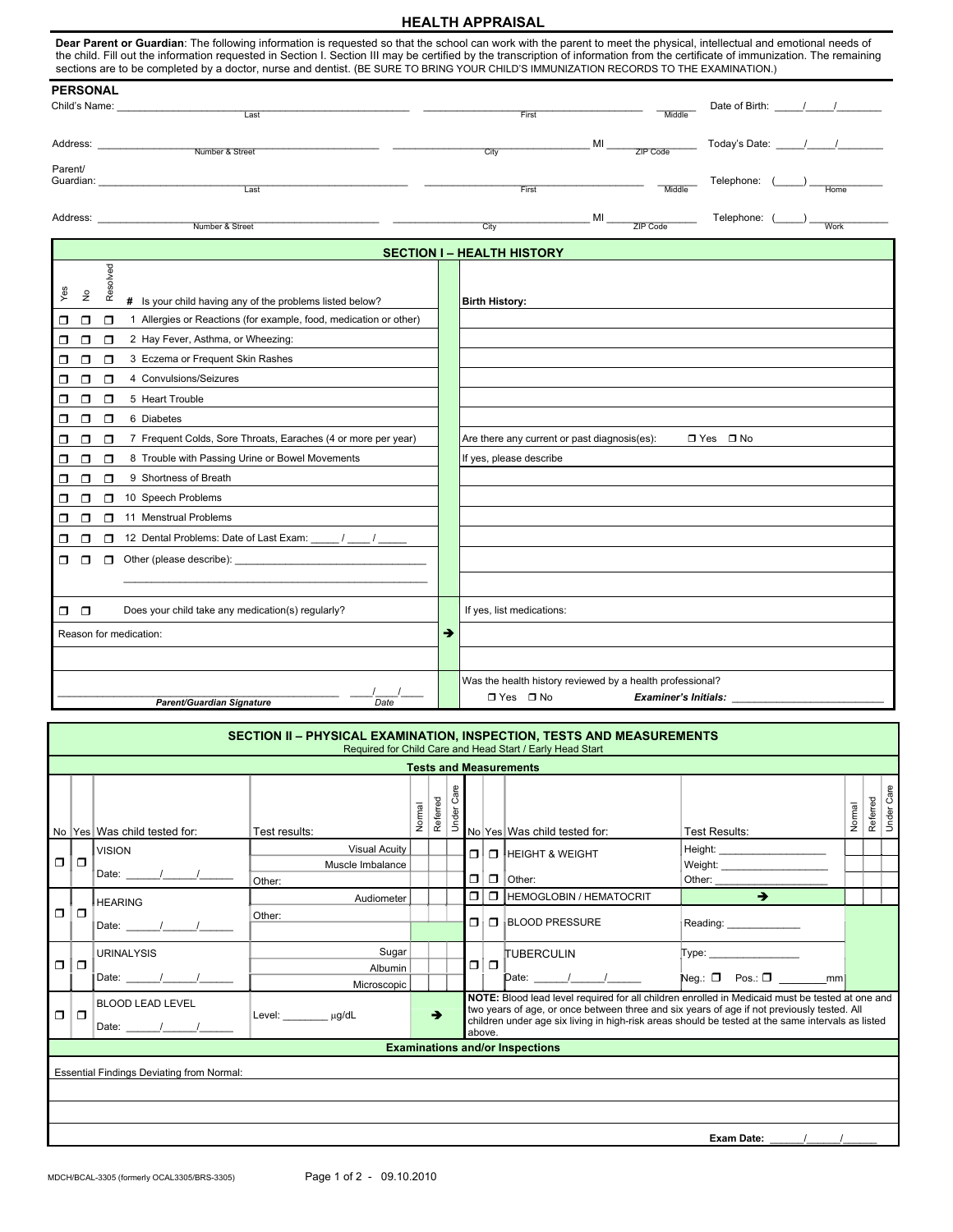# HEALTH APPRAISAL

**Dear Parent or Guardian**: The following information is requested so that the school can work with the parent to meet the physical, intellectual and emotional needs of the child. Fill out the information requested in Section I. Section III may be certified by the transcription of information from the certificate of immunization. The remaining sections are to be completed by a doctor, nurse and dentist. (BE SURE TO BRING YOUR CHILD'S IMMUNIZATION RECORDS TO THE EXAMINATION.)

## PERSONAL

Child's Name: ______________________ (Last) ______________________ (First) ________ (Middle) Date of Birth: _____/_____/________

Address: ______________________ (Number & Street) ______________________ (City) MI ____________ (ZIP Code) Today's Date: _____/_____/________

Parent/Guardian: ______________________ (Last) ______________________ (First) ________ (Middle) Telephone: (_____) ____________ (Home)

Address: ______________________ (Number & Street) ______________________ (City) MI ____________ (ZIP Code) Telephone: (_____) ____________ (Work)

## SECTION I – HEALTH HISTORY

| Yes | No | Resolved | # Is your child having any of the problems listed below? | Birth History: |
|---|---|---|---|---|
| ❒ | ❒ | ❒ | 1 Allergies or Reactions (for example, food, medication or other) | |
| ❒ | ❒ | ❒ | 2 Hay Fever, Asthma, or Wheezing: | |
| ❒ | ❒ | ❒ | 3 Eczema or Frequent Skin Rashes | |
| ❒ | ❒ | ❒ | 4 Convulsions/Seizures | |
| ❒ | ❒ | ❒ | 5 Heart Trouble | |
| ❒ | ❒ | ❒ | 6 Diabetes | |
| ❒ | ❒ | ❒ | 7 Frequent Colds, Sore Throats, Earaches (4 or more per year) | Are there any current or past diagnosis(es): ❒ Yes ❒ No |
| ❒ | ❒ | ❒ | 8 Trouble with Passing Urine or Bowel Movements | If yes, please describe |
| ❒ | ❒ | ❒ | 9 Shortness of Breath | |
| ❒ | ❒ | ❒ | 10 Speech Problems | |
| ❒ | ❒ | ❒ | 11 Menstrual Problems | |
| ❒ | ❒ | ❒ | 12 Dental Problems: Date of Last Exam: _____ / ____ / _____ | |
| ❒ | ❒ | ❒ | Other (please describe): ______________________ | |
| ❒ | ❒ | | Does your child take any medication(s) regularly? | If yes, list medications: |
| | | | Reason for medication: ➔ | |

______________________ (Parent/Guardian Signature) ____/____/____ (Date)

Was the health history reviewed by a health professional? ❒ Yes ❒ No ***Examiner's Initials:*** ______________________

## SECTION II – PHYSICAL EXAMINATION, INSPECTION, TESTS AND MEASUREMENTS

Required for Child Care and Head Start / Early Head Start

### Tests and Measurements

| No | Yes | Was child tested for: | Test results: | Normal | Referred | Under Care | No | Yes | Was child tested for: | Test Results: | Normal | Referred | Under Care |
|---|---|---|---|---|---|---|---|---|---|---|---|---|---|
| ❒ | ❒ | VISION<br>Date: ______/______/______ | Visual Acuity<br>Muscle Imbalance<br>Other: | | | | ❒ | ❒ | HEIGHT & WEIGHT | Height: ____________<br>Weight: ____________ | | | |
| | | | | | | | ❒ | ❒ | Other: | Other: ____________ | | | |
| ❒ | ❒ | HEARING<br>Date: ______/______/______ | Audiometer<br>Other: | | | | ❒ | ❒ | HEMOGLOBIN / HEMATOCRIT | ➔ | | | |
| | | | | | | | ❒ | ❒ | BLOOD PRESSURE | Reading: ____________ | | | |
| ❒ | ❒ | URINALYSIS<br>Date: ______/______/______ | Sugar<br>Albumin<br>Microscopic | | | | ❒ | ❒ | TUBERCULIN<br>Date: ______/______/______ | Type: ____________<br>Neg.: ❒ Pos.: ❒ ________mm | | | |
| ❒ | ❒ | BLOOD LEAD LEVEL<br>Date: ______/______/______ | Level: ________ µg/dL | ➔ | | | | | **NOTE:** Blood lead level required for all children enrolled in Medicaid must be tested at one and two years of age, or once between three and six years of age if not previously tested. All children under age six living in high-risk areas should be tested at the same intervals as listed above. | | | | |

### Examinations and/or Inspections

Essential Findings Deviating from Normal:

**Exam Date:** ______/______/______

MDCH/BCAL-3305 (formerly OCAL3305/BRS-3305) 09.10.2010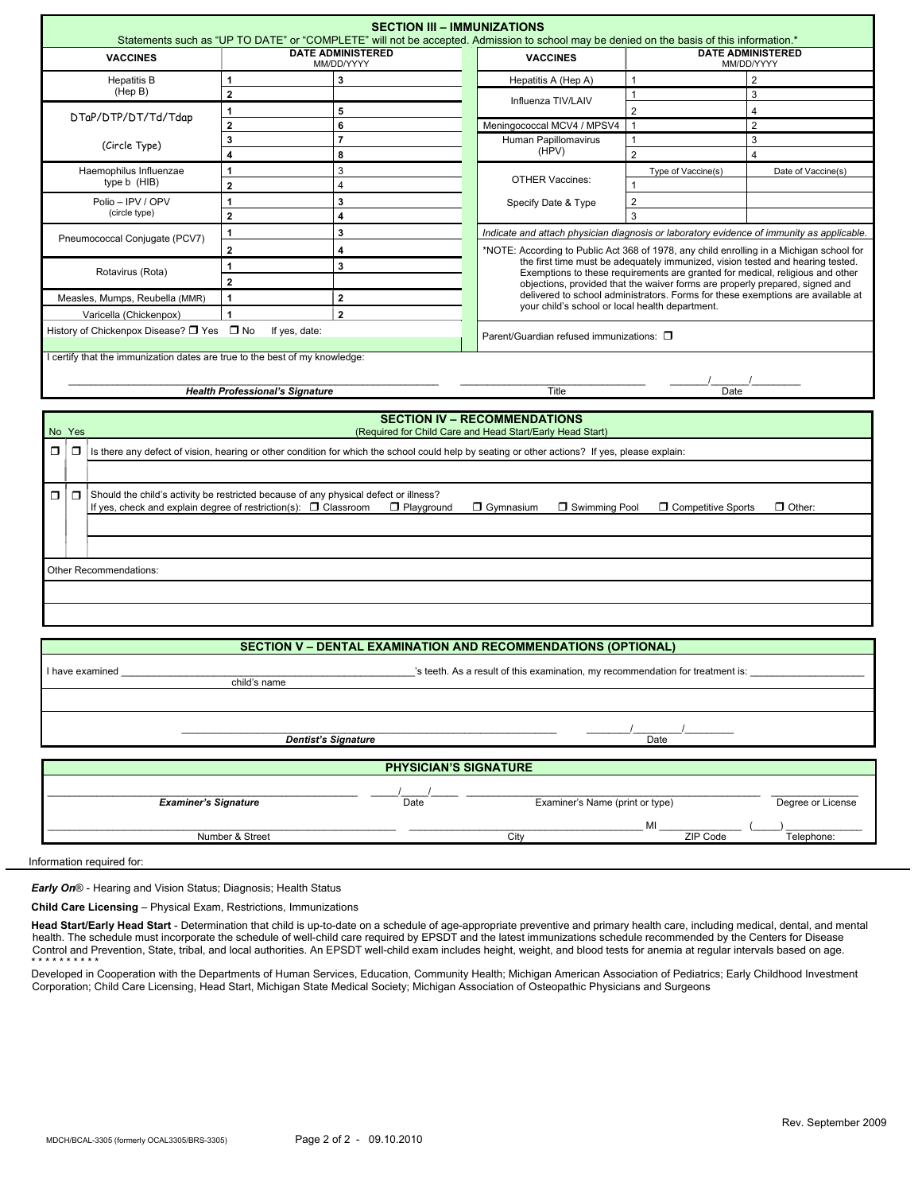## SECTION III – IMMUNIZATIONS

Statements such as "UP TO DATE" or "COMPLETE" will not be accepted. Admission to school may be denied on the basis of this information.*

| VACCINES | DATE ADMINISTERED MM/DD/YYYY | | VACCINES | DATE ADMINISTERED MM/DD/YYYY | |
|---|---|---|---|---|---|
| Hepatitis B (Hep B) | 1 | 3 | Hepatitis A (Hep A) | 1 | 2 |
| | 2 | | Influenza TIV/LAIV | 1 | 3 |
| DTaP/DTP/DT/Td/Tdap | 1 | 5 | | 2 | 4 |
| | 2 | 6 | Meningococcal MCV4 / MPSV4 | 1 | 2 |
| (Circle Type) | 3 | 7 | Human Papillomavirus (HPV) | 1 | 3 |
| | 4 | 8 | | 2 | 4 |
| Haemophilus Influenzae type b (HIB) | 1 | 3 | OTHER Vaccines: | Type of Vaccine(s) | Date of Vaccine(s) |
| | 2 | 4 | | 1 | |
| Polio – IPV / OPV (circle type) | 1 | 3 | Specify Date & Type | 2 | |
| | 2 | 4 | | 3 | |
| Pneumococcal Conjugate (PCV7) | 1 | 3 | *Indicate and attach physician diagnosis or laboratory evidence of immunity as applicable.* | | |
| | 2 | 4 | | | |
| Rotavirus (Rota) | 1 | 3 | | | |
| | 2 | | | | |
| Measles, Mumps, Reubella (MMR) | 1 | 2 | | | |
| Varicella (Chickenpox) | 1 | 2 | | | |

*NOTE: According to Public Act 368 of 1978, any child enrolling in a Michigan school for the first time must be adequately immunized, vision tested and hearing tested. Exemptions to these requirements are granted for medical, religious and other objections, provided that the waiver forms are properly prepared, signed and delivered to school administrators. Forms for these exemptions are available at your child's school or local health department.

History of Chickenpox Disease? ☐ Yes ☐ No If yes, date:

Parent/Guardian refused immunizations: ☐

I certify that the immunization dates are true to the best of my knowledge:

_______________________ **_Health Professional's Signature_** _______________ Title ____/____/____ Date

## SECTION IV – RECOMMENDATIONS

(Required for Child Care and Head Start/Early Head Start)

| No | Yes | |
|---|---|---|
| ☐ | ☐ | Is there any defect of vision, hearing or other condition for which the school could help by seating or other actions? If yes, please explain: |
| ☐ | ☐ | Should the child's activity be restricted because of any physical defect or illness? If yes, check and explain degree of restriction(s): ☐ Classroom ☐ Playground ☐ Gymnasium ☐ Swimming Pool ☐ Competitive Sports ☐ Other: |

Other Recommendations:

## SECTION V – DENTAL EXAMINATION AND RECOMMENDATIONS (OPTIONAL)

I have examined _______________________ (child's name) 's teeth. As a result of this examination, my recommendation for treatment is: _______________

_______________________ **_Dentist's Signature_** ____/____/____ Date

## PHYSICIAN'S SIGNATURE

_______________________ **_Examiner's Signature_** ____/____/____ Date _______________________ Examiner's Name (print or type) _______________ Degree or License

_______________________ Number & Street _______________________ City MI _______ ZIP Code (____) _______ Telephone:

Information required for:

***Early On***® - Hearing and Vision Status; Diagnosis; Health Status

**Child Care Licensing** – Physical Exam, Restrictions, Immunizations

**Head Start/Early Head Start** - Determination that child is up-to-date on a schedule of age-appropriate preventive and primary health care, including medical, dental, and mental health. The schedule must incorporate the schedule of well-child care required by EPSDT and the latest immunizations schedule recommended by the Centers for Disease Control and Prevention, State, tribal, and local authorities. An EPSDT well-child exam includes height, weight, and blood tests for anemia at regular intervals based on age.

* * * * * * * * * * *

Developed in Cooperation with the Departments of Human Services, Education, Community Health; Michigan American Association of Pediatrics; Early Childhood Investment Corporation; Child Care Licensing, Head Start, Michigan State Medical Society; Michigan Association of Osteopathic Physicians and Surgeons

Rev. September 2009

MDCH/BCAL-3305 (formerly OCAL3305/BRS-3305)